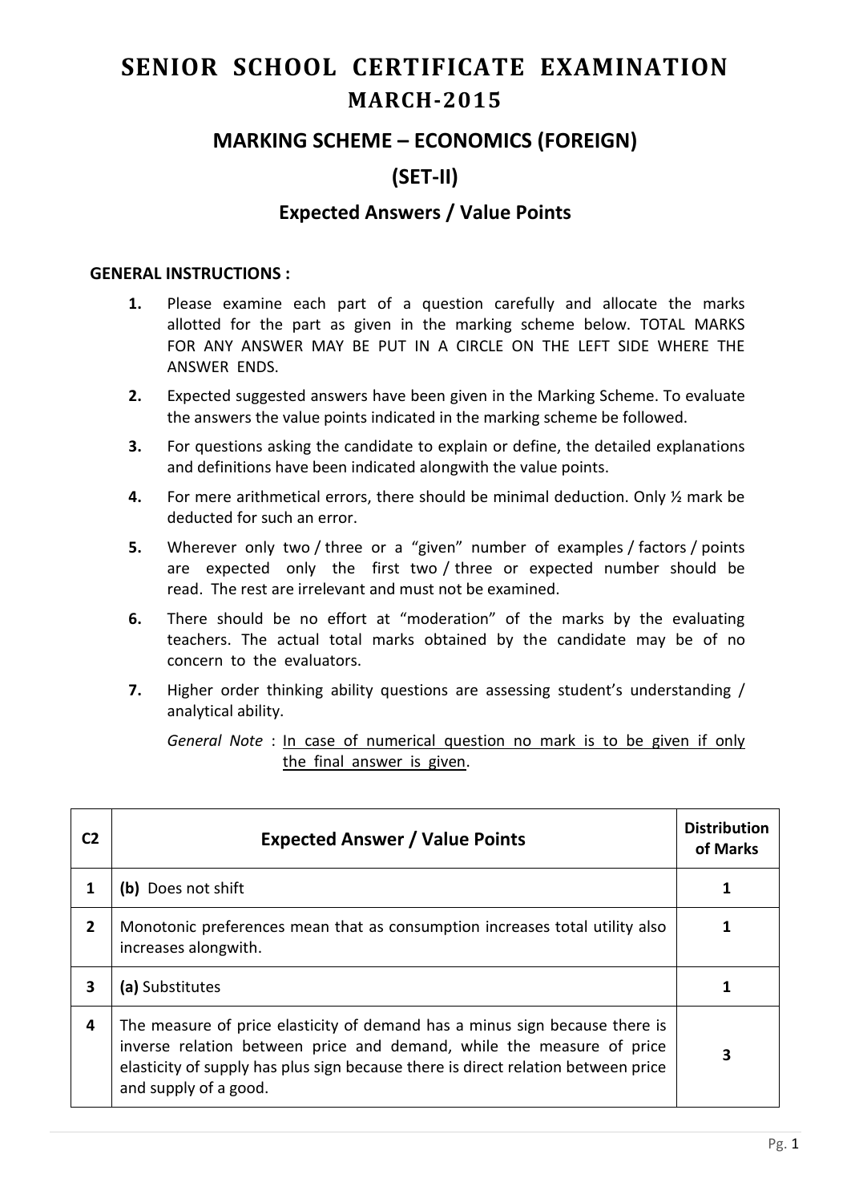# SENIOR SCHOOL CERTIFICATE EXAMINATION

## MARCH-2015

## MARKING SCHEME – ECONOMICS (FOREIGN)

## (SET-II)

### Expected Answers / Value Points

**GENERAL INSTRUCTIONS :**

1. Please examine each part of a question carefully and allocate the marks allotted for the part as given in the marking scheme below. TOTAL MARKS FOR ANY ANSWER MAY BE PUT IN A CIRCLE ON THE LEFT SIDE WHERE THE ANSWER ENDS.
2. Expected suggested answers have been given in the Marking Scheme. To evaluate the answers the value points indicated in the marking scheme be followed.
3. For questions asking the candidate to explain or define, the detailed explanations and definitions have been indicated alongwith the value points.
4. For mere arithmetical errors, there should be minimal deduction. Only ½ mark be deducted for such an error.
5. Wherever only two / three or a "given" number of examples / factors / points are expected only the first two / three or expected number should be read. The rest are irrelevant and must not be examined.
6. There should be no effort at "moderation" of the marks by the evaluating teachers. The actual total marks obtained by the candidate may be of no concern to the evaluators.
7. Higher order thinking ability questions are assessing student's understanding / analytical ability.

   *General Note* : In case of numerical question no mark is to be given if only the final answer is given.

| C2 | Expected Answer / Value Points | Distribution of Marks |
|---|---|---|
| 1 | **(b)** Does not shift | 1 |
| 2 | Monotonic preferences mean that as consumption increases total utility also increases alongwith. | 1 |
| 3 | **(a)** Substitutes | 1 |
| 4 | The measure of price elasticity of demand has a minus sign because there is inverse relation between price and demand, while the measure of price elasticity of supply has plus sign because there is direct relation between price and supply of a good. | 3 |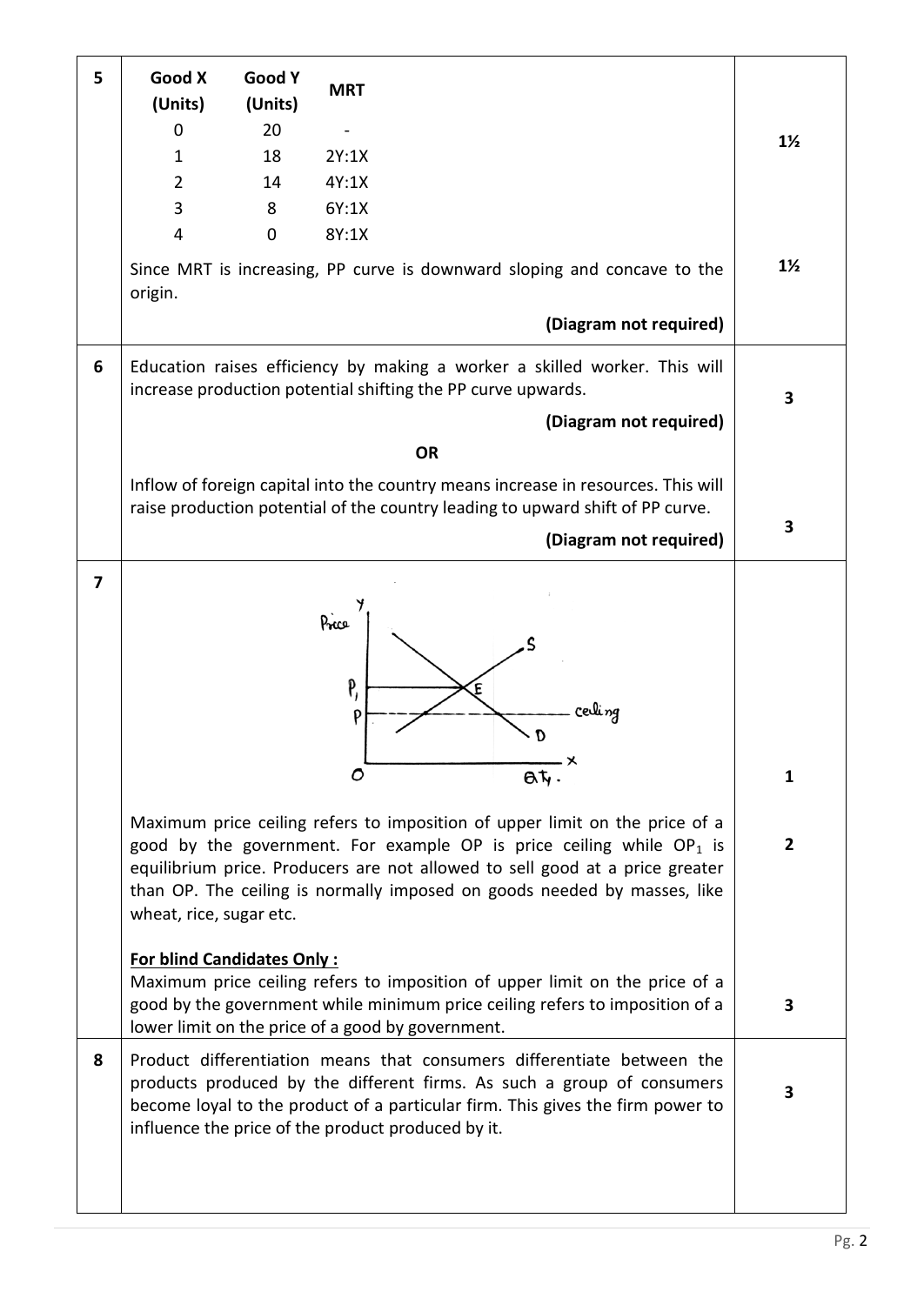| Q. No. | Answer | Marks |
|---|---|---|
| 5 | **Good X (Units)** / **Good Y (Units)** / **MRT**: 0 / 20 / - ; 1 / 18 / 2Y:1X ; 2 / 14 / 4Y:1X ; 3 / 8 / 6Y:1X ; 4 / 0 / 8Y:1X | 1½ |
| | Since MRT is increasing, PP curve is downward sloping and concave to the origin. **(Diagram not required)** | 1½ |
| 6 | Education raises efficiency by making a worker a skilled worker. This will increase production potential shifting the PP curve upwards. **(Diagram not required)** | 3 |
| | **OR** | |
| | Inflow of foreign capital into the country means increase in resources. This will raise production potential of the country leading to upward shift of PP curve. **(Diagram not required)** | 3 |
| 7 | (Diagram: Price on Y-axis, Qty. on X-axis; demand curve D and supply curve S intersecting at E at price $P_1$; ceiling line at price P below $P_1$) | 1 |
| | Maximum price ceiling refers to imposition of upper limit on the price of a good by the government. For example OP is price ceiling while $OP_1$ is equilibrium price. Producers are not allowed to sell good at a price greater than OP. The ceiling is normally imposed on goods needed by masses, like wheat, rice, sugar etc. | 2 |
| | **For blind Candidates Only :** Maximum price ceiling refers to imposition of upper limit on the price of a good by the government while minimum price ceiling refers to imposition of a lower limit on the price of a good by government. | 3 |
| 8 | Product differentiation means that consumers differentiate between the products produced by the different firms. As such a group of consumers become loyal to the product of a particular firm. This gives the firm power to influence the price of the product produced by it. | 3 |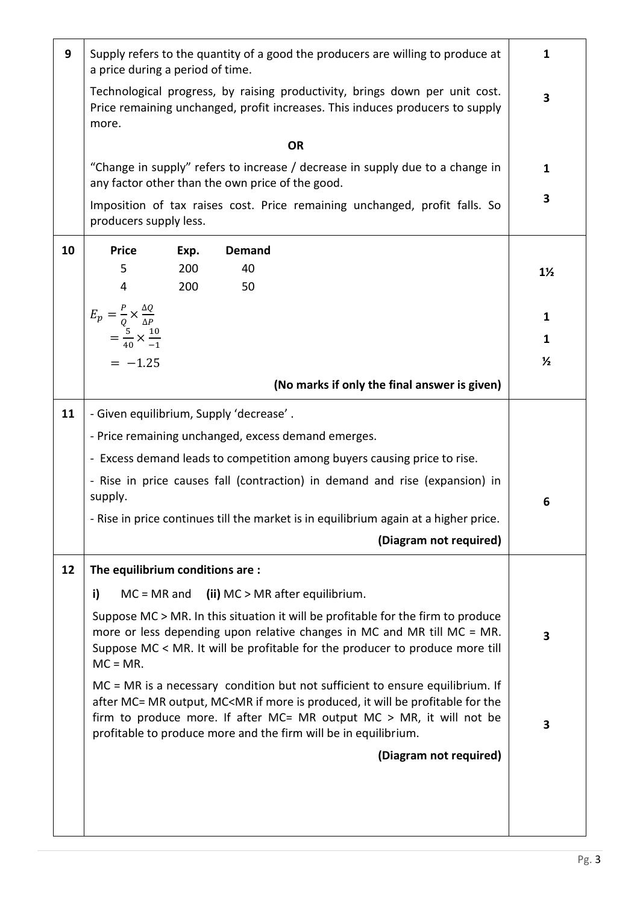| Q. No. | Answer | Marks |
|---|---|---|
| 9 | Supply refers to the quantity of a good the producers are willing to produce at a price during a period of time. | 1 |
| | Technological progress, by raising productivity, brings down per unit cost. Price remaining unchanged, profit increases. This induces producers to supply more. | 3 |
| | **OR** | |
| | "Change in supply" refers to increase / decrease in supply due to a change in any factor other than the own price of the good. | 1 |
| | Imposition of tax raises cost. Price remaining unchanged, profit falls. So producers supply less. | 3 |
| 10 | **Price** / **Exp.** / **Demand**: 5 / 200 / 40; 4 / 200 / 50 | 1½ |
| | $E_p = \frac{P}{Q} \times \frac{\Delta Q}{\Delta P}$ | 1 |
| | $= \frac{5}{40} \times \frac{10}{-1}$ | 1 |
| | $= -1.25$ | ½ |
| | **(No marks if only the final answer is given)** | |
| 11 | - Given equilibrium, Supply 'decrease' . <br> - Price remaining unchanged, excess demand emerges. <br> - Excess demand leads to competition among buyers causing price to rise. <br> - Rise in price causes fall (contraction) in demand and rise (expansion) in supply. <br> - Rise in price continues till the market is in equilibrium again at a higher price. <br> **(Diagram not required)** | 6 |
| 12 | **The equilibrium conditions are :** <br> **i)** MC = MR and **(ii)** MC > MR after equilibrium. | |
| | Suppose MC > MR. In this situation it will be profitable for the firm to produce more or less depending upon relative changes in MC and MR till MC = MR. Suppose MC < MR. It will be profitable for the producer to produce more till MC = MR. | 3 |
| | MC = MR is a necessary condition but not sufficient to ensure equilibrium. If after MC= MR output, MC<MR if more is produced, it will be profitable for the firm to produce more. If after MC= MR output MC > MR, it will not be profitable to produce more and the firm will be in equilibrium. <br> **(Diagram not required)** | 3 |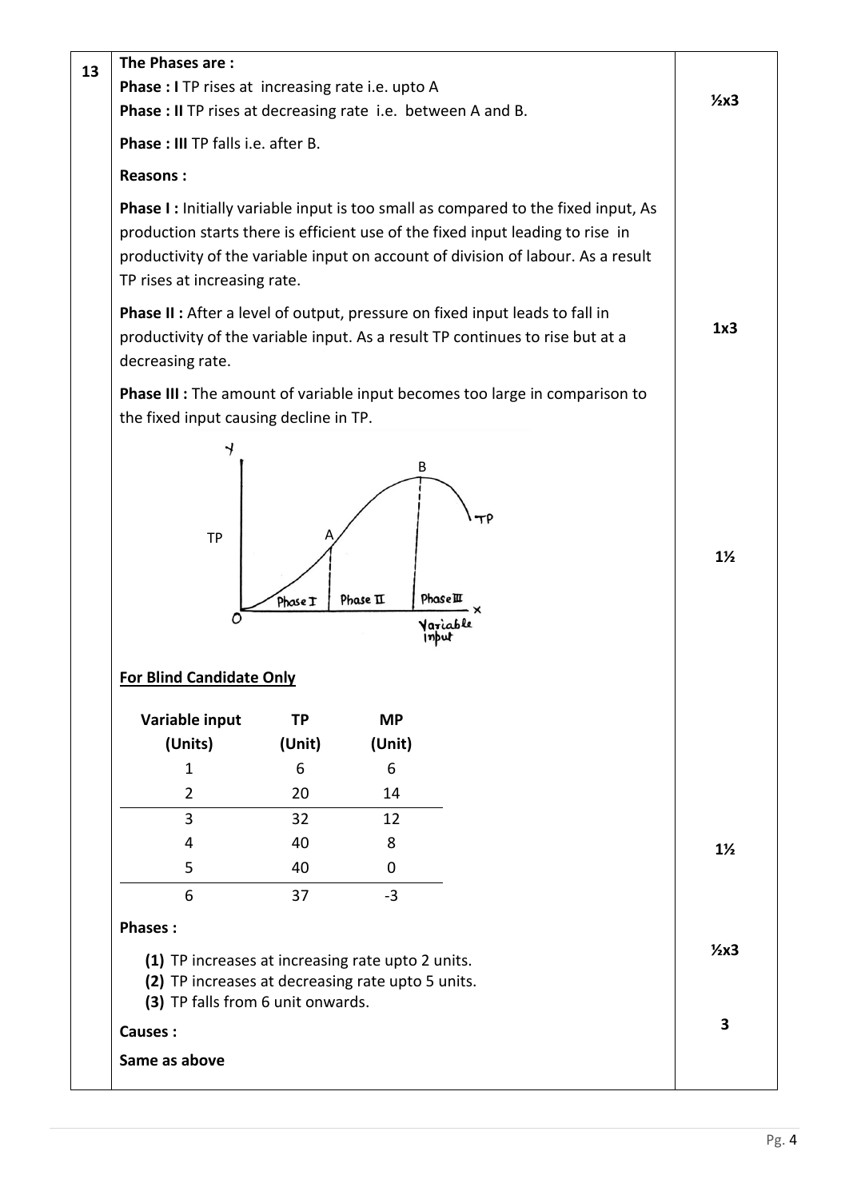**13**

**The Phases are :**

**Phase : I** TP rises at increasing rate i.e. upto A

**Phase : II** TP rises at decreasing rate i.e. between A and B.

**Phase : III** TP falls i.e. after B.

½x3

**Reasons :**

**Phase I :** Initially variable input is too small as compared to the fixed input, As production starts there is efficient use of the fixed input leading to rise in productivity of the variable input on account of division of labour. As a result TP rises at increasing rate.

**Phase II :** After a level of output, pressure on fixed input leads to fall in productivity of the variable input. As a result TP continues to rise but at a decreasing rate.

**Phase III :** The amount of variable input becomes too large in comparison to the fixed input causing decline in TP.

1x3

1½

**For Blind Candidate Only**

| Variable input (Units) | TP (Unit) | MP (Unit) |
|---|---|---|
| 1 | 6 | 6 |
| 2 | 20 | 14 |
| 3 | 32 | 12 |
| 4 | 40 | 8 |
| 5 | 40 | 0 |
| 6 | 37 | -3 |

1½

**Phases :**

**(1)** TP increases at increasing rate upto 2 units.
**(2)** TP increases at decreasing rate upto 5 units.
**(3)** TP falls from 6 unit onwards.

½x3

**Causes :**

**Same as above**

3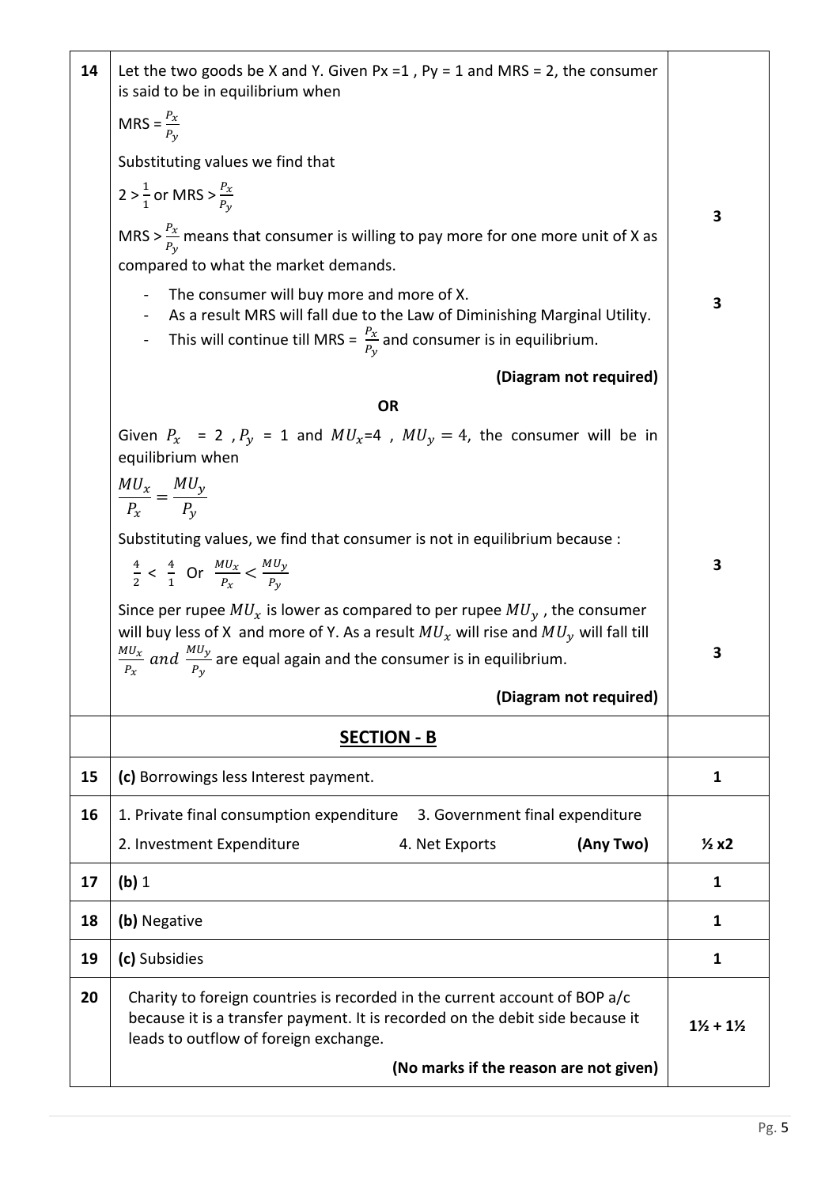| | | |
|---|---|---|
| 14 | Let the two goods be X and Y. Given Px =1 , Py = 1 and MRS = 2, the consumer is said to be in equilibrium when<br>MRS = $\frac{P_x}{P_y}$<br>Substituting values we find that<br>2 > $\frac{1}{1}$ or MRS > $\frac{P_x}{P_y}$<br>MRS > $\frac{P_x}{P_y}$ means that consumer is willing to pay more for one more unit of X as compared to what the market demands. | 3 |
| | - The consumer will buy more and more of X.<br>- As a result MRS will fall due to the Law of Diminishing Marginal Utility.<br>- This will continue till MRS = $\frac{P_x}{P_y}$ and consumer is in equilibrium.<br>**(Diagram not required)** | 3 |
| | **OR** | |
| | Given $P_x = 2$ , $P_y = 1$ and $MU_x$=4 , $MU_y = 4$, the consumer will be in equilibrium when<br>$\frac{MU_x}{P_x} = \frac{MU_y}{P_y}$<br>Substituting values, we find that consumer is not in equilibrium because :<br>$\frac{4}{2} < \frac{4}{1}$ Or $\frac{MU_x}{P_x} < \frac{MU_y}{P_y}$ | 3 |
| | Since per rupee $MU_x$ is lower as compared to per rupee $MU_y$ , the consumer will buy less of X and more of Y. As a result $MU_x$ will rise and $MU_y$ will fall till $\frac{MU_x}{P_x}$ *and* $\frac{MU_y}{P_y}$ are equal again and the consumer is in equilibrium.<br>**(Diagram not required)** | 3 |
| | **SECTION - B** | |
| 15 | **(c)** Borrowings less Interest payment. | 1 |
| 16 | 1. Private final consumption expenditure 3. Government final expenditure<br>2. Investment Expenditure 4. Net Exports **(Any Two)** | ½ x2 |
| 17 | **(b)** 1 | 1 |
| 18 | **(b)** Negative | 1 |
| 19 | **(c)** Subsidies | 1 |
| 20 | Charity to foreign countries is recorded in the current account of BOP a/c because it is a transfer payment. It is recorded on the debit side because it leads to outflow of foreign exchange.<br>**(No marks if the reason are not given)** | 1½ + 1½ |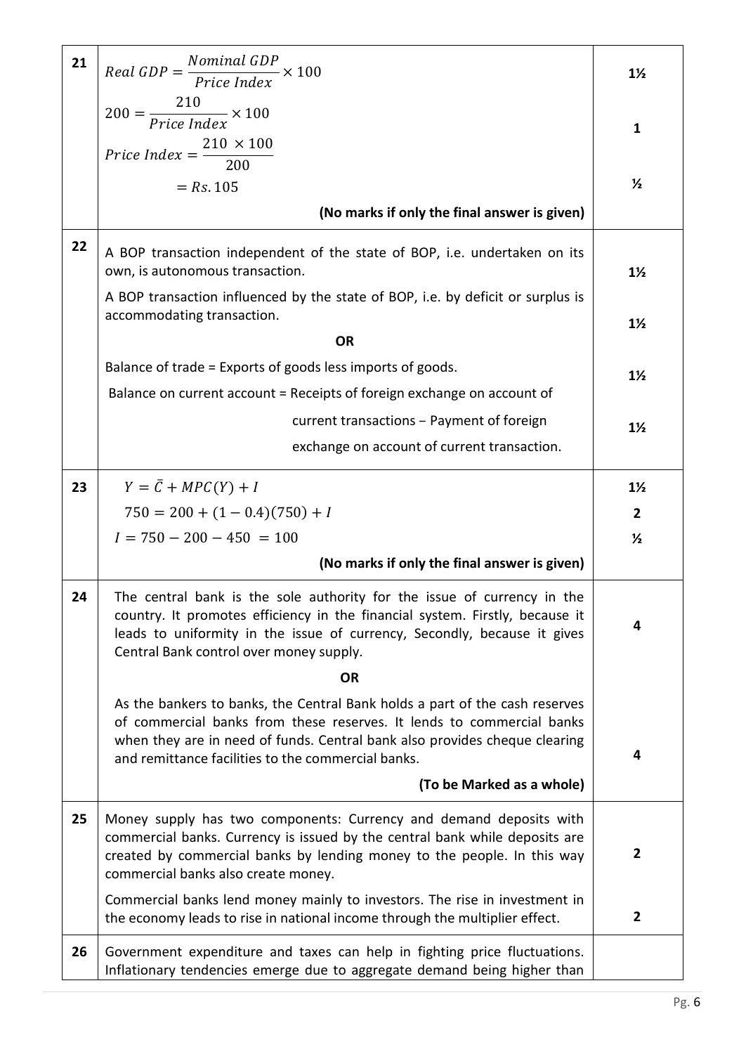| Q. No. | Answer | Marks |
|---|---|---|
| 21 | $Real\ GDP = \frac{Nominal\ GDP}{Price\ Index} \times 100$ | 1½ |
| | $200 = \frac{210}{Price\ Index} \times 100$ <br> $Price\ Index = \frac{210 \times 100}{200}$ | 1 |
| | $= Rs. 105$ | ½ |
| | **(No marks if only the final answer is given)** | |
| 22 | A BOP transaction independent of the state of BOP, i.e. undertaken on its own, is autonomous transaction. | 1½ |
| | A BOP transaction influenced by the state of BOP, i.e. by deficit or surplus is accommodating transaction. | 1½ |
| | **OR** | |
| | Balance of trade = Exports of goods less imports of goods. | 1½ |
| | Balance on current account = Receipts of foreign exchange on account of current transactions – Payment of foreign exchange on account of current transaction. | 1½ |
| 23 | $Y = \bar{C} + MPC(Y) + I$ | 1½ |
| | $750 = 200 + (1 - 0.4)(750) + I$ | 2 |
| | $I = 750 - 200 - 450 = 100$ | ½ |
| | **(No marks if only the final answer is given)** | |
| 24 | The central bank is the sole authority for the issue of currency in the country. It promotes efficiency in the financial system. Firstly, because it leads to uniformity in the issue of currency, Secondly, because it gives Central Bank control over money supply. | 4 |
| | **OR** | |
| | As the bankers to banks, the Central Bank holds a part of the cash reserves of commercial banks from these reserves. It lends to commercial banks when they are in need of funds. Central bank also provides cheque clearing and remittance facilities to the commercial banks. | 4 |
| | **(To be Marked as a whole)** | |
| 25 | Money supply has two components: Currency and demand deposits with commercial banks. Currency is issued by the central bank while deposits are created by commercial banks by lending money to the people. In this way commercial banks also create money. | 2 |
| | Commercial banks lend money mainly to investors. The rise in investment in the economy leads to rise in national income through the multiplier effect. | 2 |
| 26 | Government expenditure and taxes can help in fighting price fluctuations. Inflationary tendencies emerge due to aggregate demand being higher than | |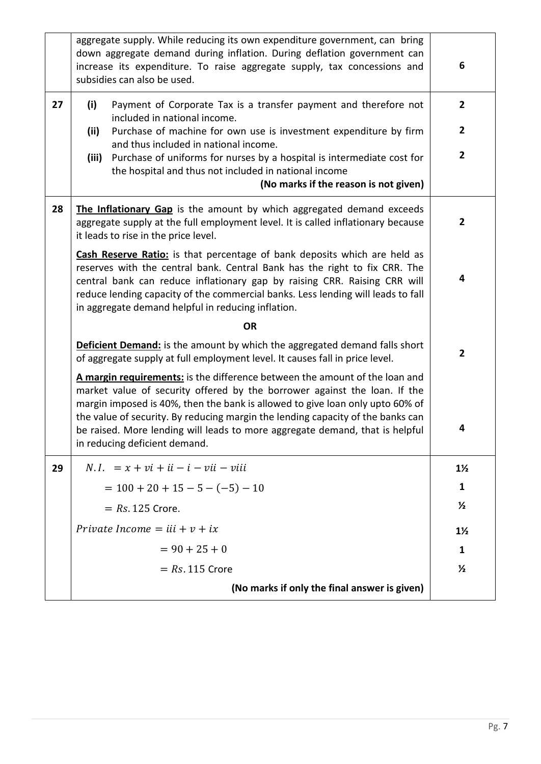| | | |
|---|---|---|
| | aggregate supply. While reducing its own expenditure government, can bring down aggregate demand during inflation. During deflation government can increase its expenditure. To raise aggregate supply, tax concessions and subsidies can also be used. | 6 |
| 27 | **(i)** Payment of Corporate Tax is a transfer payment and therefore not included in national income. | 2 |
| | **(ii)** Purchase of machine for own use is investment expenditure by firm and thus included in national income. | 2 |
| | **(iii)** Purchase of uniforms for nurses by a hospital is intermediate cost for the hospital and thus not included in national income<br>**(No marks if the reason is not given)** | 2 |
| 28 | **<u>The Inflationary Gap</u>** is the amount by which aggregated demand exceeds aggregate supply at the full employment level. It is called inflationary because it leads to rise in the price level. | 2 |
| | **<u>Cash Reserve Ratio:</u>** is that percentage of bank deposits which are held as reserves with the central bank. Central Bank has the right to fix CRR. The central bank can reduce inflationary gap by raising CRR. Raising CRR will reduce lending capacity of the commercial banks. Less lending will leads to fall in aggregate demand helpful in reducing inflation. | 4 |
| | **OR** | |
| | **<u>Deficient Demand:</u>** is the amount by which the aggregated demand falls short of aggregate supply at full employment level. It causes fall in price level. | 2 |
| | **<u>A margin requirements:</u>** is the difference between the amount of the loan and market value of security offered by the borrower against the loan. If the margin imposed is 40%, then the bank is allowed to give loan only upto 60% of the value of security. By reducing margin the lending capacity of the banks can be raised. More lending will leads to more aggregate demand, that is helpful in reducing deficient demand. | 4 |
| 29 | $N.I. = x + vi + ii - i - vii - viii$ | 1½ |
| | $= 100 + 20 + 15 - 5 - (-5) - 10$ | 1 |
| | $= Rs. 125$ Crore. | ½ |
| | $Private\ Income = iii + v + ix$ | 1½ |
| | $= 90 + 25 + 0$ | 1 |
| | $= Rs. 115$ Crore | ½ |
| | **(No marks if only the final answer is given)** | |